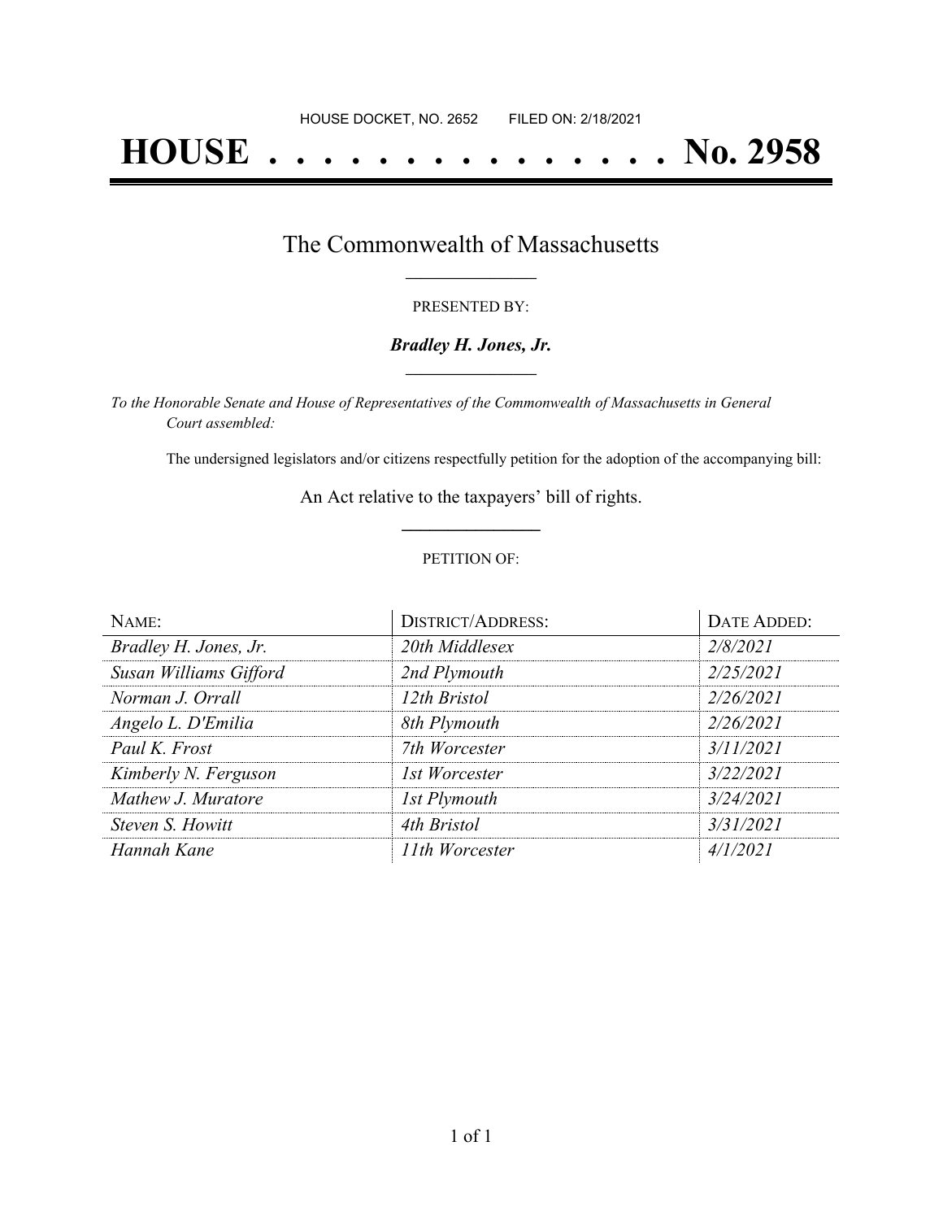HOUSE DOCKET, NO. 2652        FILED ON: 2/18/2021

# HOUSE . . . . . . . . . . . . . . . No. 2958

## The Commonwealth of Massachusetts

PRESENTED BY:

***Bradley H. Jones, Jr.***

*To the Honorable Senate and House of Representatives of the Commonwealth of Massachusetts in General Court assembled:*

The undersigned legislators and/or citizens respectfully petition for the adoption of the accompanying bill:

An Act relative to the taxpayers' bill of rights.

PETITION OF:

| NAME: | DISTRICT/ADDRESS: | DATE ADDED: |
|---|---|---|
| *Bradley H. Jones, Jr.* | *20th Middlesex* | *2/8/2021* |
| *Susan Williams Gifford* | *2nd Plymouth* | *2/25/2021* |
| *Norman J. Orrall* | *12th Bristol* | *2/26/2021* |
| *Angelo L. D'Emilia* | *8th Plymouth* | *2/26/2021* |
| *Paul K. Frost* | *7th Worcester* | *3/11/2021* |
| *Kimberly N. Ferguson* | *1st Worcester* | *3/22/2021* |
| *Mathew J. Muratore* | *1st Plymouth* | *3/24/2021* |
| *Steven S. Howitt* | *4th Bristol* | *3/31/2021* |
| *Hannah Kane* | *11th Worcester* | *4/1/2021* |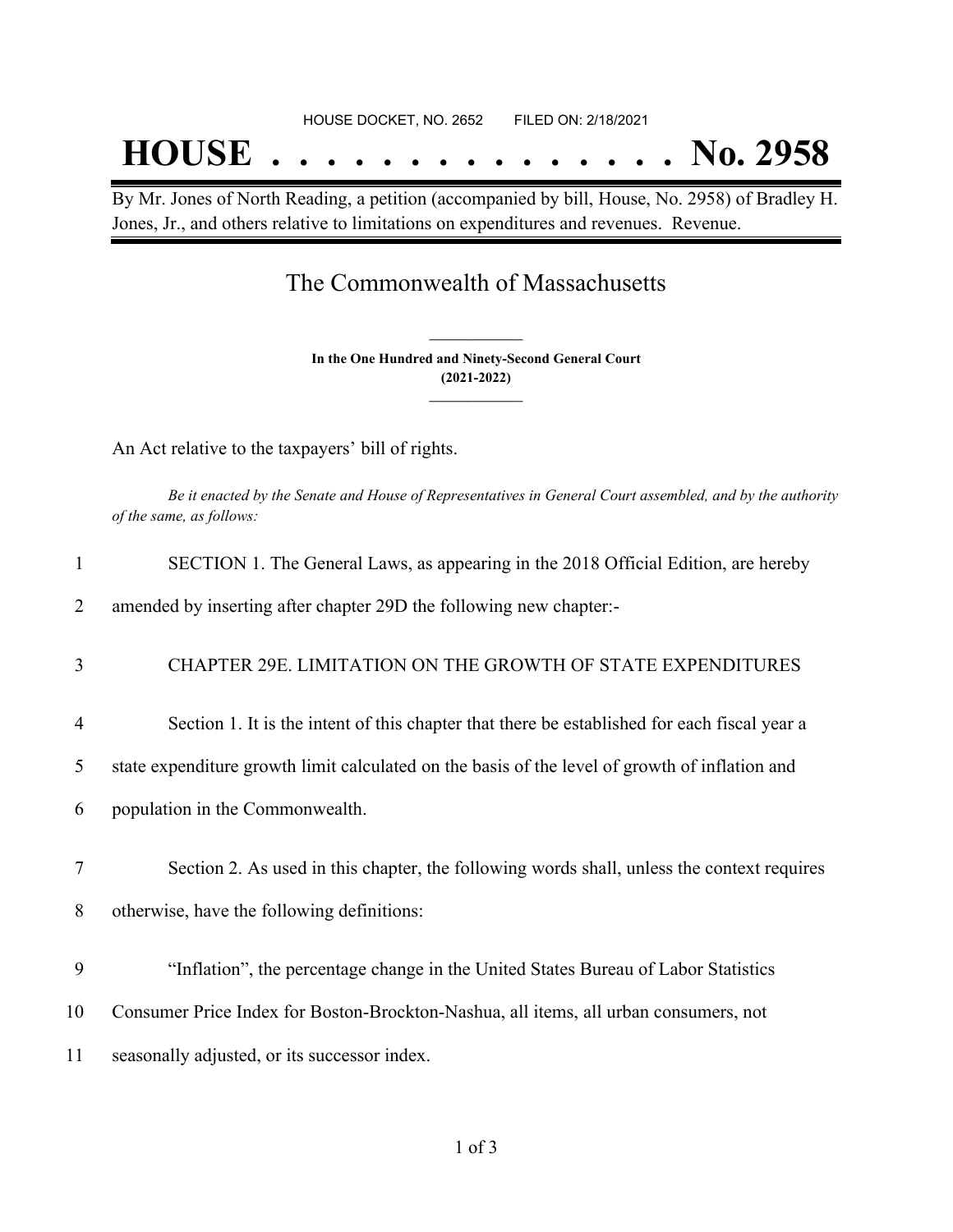HOUSE DOCKET, NO. 2652 FILED ON: 2/18/2021

# HOUSE . . . . . . . . . . . . . . . No. 2958

By Mr. Jones of North Reading, a petition (accompanied by bill, House, No. 2958) of Bradley H. Jones, Jr., and others relative to limitations on expenditures and revenues. Revenue.

## The Commonwealth of Massachusetts

**In the One Hundred and Ninety-Second General Court**
**(2021-2022)**

An Act relative to the taxpayers' bill of rights.

*Be it enacted by the Senate and House of Representatives in General Court assembled, and by the authority of the same, as follows:*

1 SECTION 1. The General Laws, as appearing in the 2018 Official Edition, are hereby
2 amended by inserting after chapter 29D the following new chapter:-

3 CHAPTER 29E. LIMITATION ON THE GROWTH OF STATE EXPENDITURES

4 Section 1. It is the intent of this chapter that there be established for each fiscal year a
5 state expenditure growth limit calculated on the basis of the level of growth of inflation and
6 population in the Commonwealth.

7 Section 2. As used in this chapter, the following words shall, unless the context requires
8 otherwise, have the following definitions:

9 "Inflation", the percentage change in the United States Bureau of Labor Statistics
10 Consumer Price Index for Boston-Brockton-Nashua, all items, all urban consumers, not
11 seasonally adjusted, or its successor index.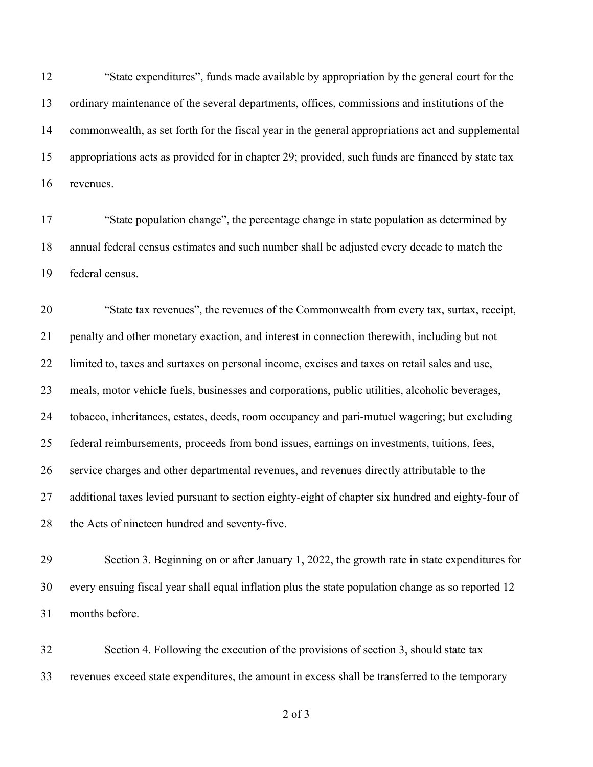"State expenditures", funds made available by appropriation by the general court for the ordinary maintenance of the several departments, offices, commissions and institutions of the commonwealth, as set forth for the fiscal year in the general appropriations act and supplemental appropriations acts as provided for in chapter 29; provided, such funds are financed by state tax revenues.

"State population change", the percentage change in state population as determined by annual federal census estimates and such number shall be adjusted every decade to match the federal census.

"State tax revenues", the revenues of the Commonwealth from every tax, surtax, receipt, penalty and other monetary exaction, and interest in connection therewith, including but not limited to, taxes and surtaxes on personal income, excises and taxes on retail sales and use, meals, motor vehicle fuels, businesses and corporations, public utilities, alcoholic beverages, tobacco, inheritances, estates, deeds, room occupancy and pari-mutuel wagering; but excluding federal reimbursements, proceeds from bond issues, earnings on investments, tuitions, fees, service charges and other departmental revenues, and revenues directly attributable to the additional taxes levied pursuant to section eighty-eight of chapter six hundred and eighty-four of the Acts of nineteen hundred and seventy-five.

Section 3. Beginning on or after January 1, 2022, the growth rate in state expenditures for every ensuing fiscal year shall equal inflation plus the state population change as so reported 12 months before.

Section 4. Following the execution of the provisions of section 3, should state tax revenues exceed state expenditures, the amount in excess shall be transferred to the temporary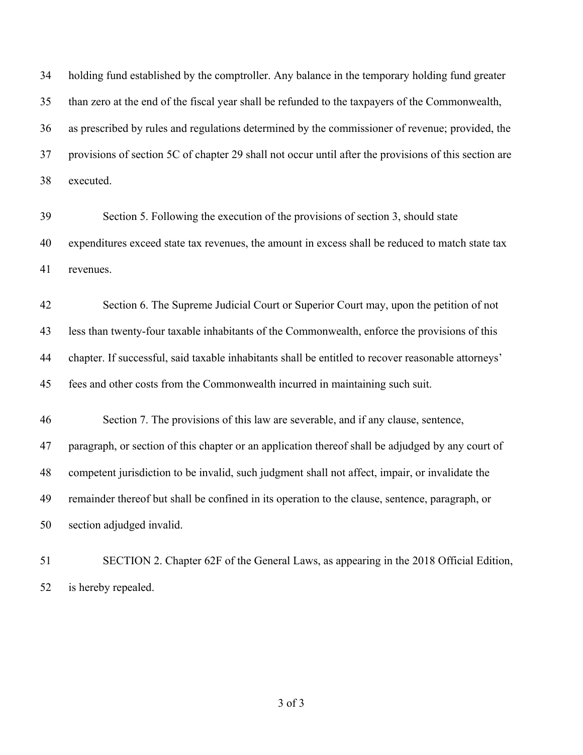holding fund established by the comptroller. Any balance in the temporary holding fund greater than zero at the end of the fiscal year shall be refunded to the taxpayers of the Commonwealth, as prescribed by rules and regulations determined by the commissioner of revenue; provided, the provisions of section 5C of chapter 29 shall not occur until after the provisions of this section are executed.

Section 5. Following the execution of the provisions of section 3, should state expenditures exceed state tax revenues, the amount in excess shall be reduced to match state tax revenues.

Section 6. The Supreme Judicial Court or Superior Court may, upon the petition of not less than twenty-four taxable inhabitants of the Commonwealth, enforce the provisions of this chapter. If successful, said taxable inhabitants shall be entitled to recover reasonable attorneys' fees and other costs from the Commonwealth incurred in maintaining such suit.

Section 7. The provisions of this law are severable, and if any clause, sentence, paragraph, or section of this chapter or an application thereof shall be adjudged by any court of competent jurisdiction to be invalid, such judgment shall not affect, impair, or invalidate the remainder thereof but shall be confined in its operation to the clause, sentence, paragraph, or section adjudged invalid.

SECTION 2. Chapter 62F of the General Laws, as appearing in the 2018 Official Edition, is hereby repealed.